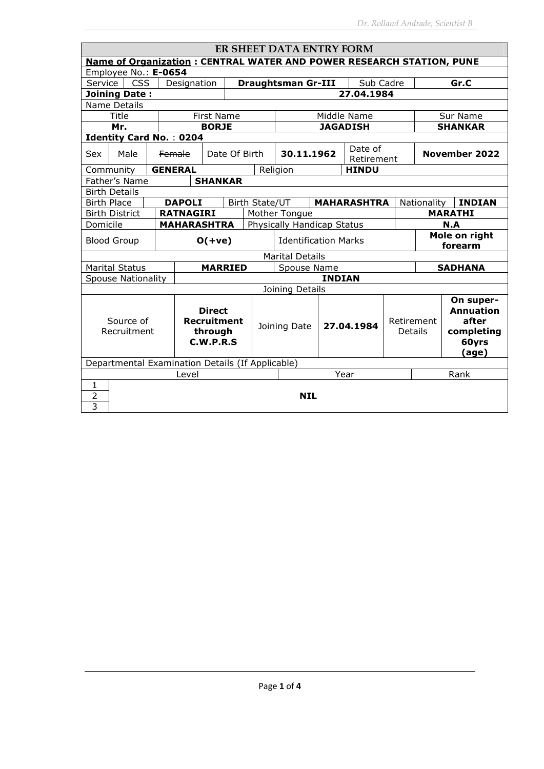| ER SHEET DATA ENTRY FORM | | | | | | | |
|---|---|---|---|---|---|---|---|
| **Name of Organization : CENTRAL WATER AND POWER RESEARCH STATION, PUNE** | | | | | | | |
| Employee No.: **E-0654** | | | | | | | |
| Service | CSS | Designation | **Draughtsman Gr-III** | Sub Cadre | **Gr.C** | | |
| **Joining Date :** | | | **27.04.1984** | | | | |
| Name Details | | | | | | | |
| Title | First Name | | Middle Name | | Sur Name | | |
| **Mr.** | **BORJE** | | **JAGADISH** | | **SHANKAR** | | |
| **Identity Card No. : 0204** | | | | | | | |
| Sex | Male | ~~Female~~ | Date Of Birth | **30.11.1962** | Date of Retirement | **November 2022** | |
| Community | **GENERAL** | | Religion | **HINDU** | | | |
| Father's Name | **SHANKAR** | | | | | | |
| Birth Details | | | | | | | |
| Birth Place | **DAPOLI** | Birth State/UT | **MAHARASHTRA** | Nationality | **INDIAN** | | |
| Birth District | **RATNAGIRI** | Mother Tongue | | **MARATHI** | | | |
| Domicile | **MAHARASHTRA** | Physically Handicap Status | | **N.A** | | | |
| Blood Group | **O(+ve)** | Identification Marks | | **Mole on right forearm** | | | |
| Marital Details | | | | | | | |
| Marital Status | **MARRIED** | Spouse Name | | **SADHANA** | | | |
| Spouse Nationality | **INDIAN** | | | | | | |
| Joining Details | | | | | | | |
| Source of Recruitment | **Direct Recruitment through C.W.P.R.S** | Joining Date | **27.04.1984** | Retirement Details | **On super-Annuation after completing 60yrs (age)** | | |
| Departmental Examination Details (If Applicable) | | | | | | | |
| | Level | Year | Rank | | | | |
| 1 | **NIL** | | | | | | |
| 2 | | | | | | | |
| 3 | | | | | | | |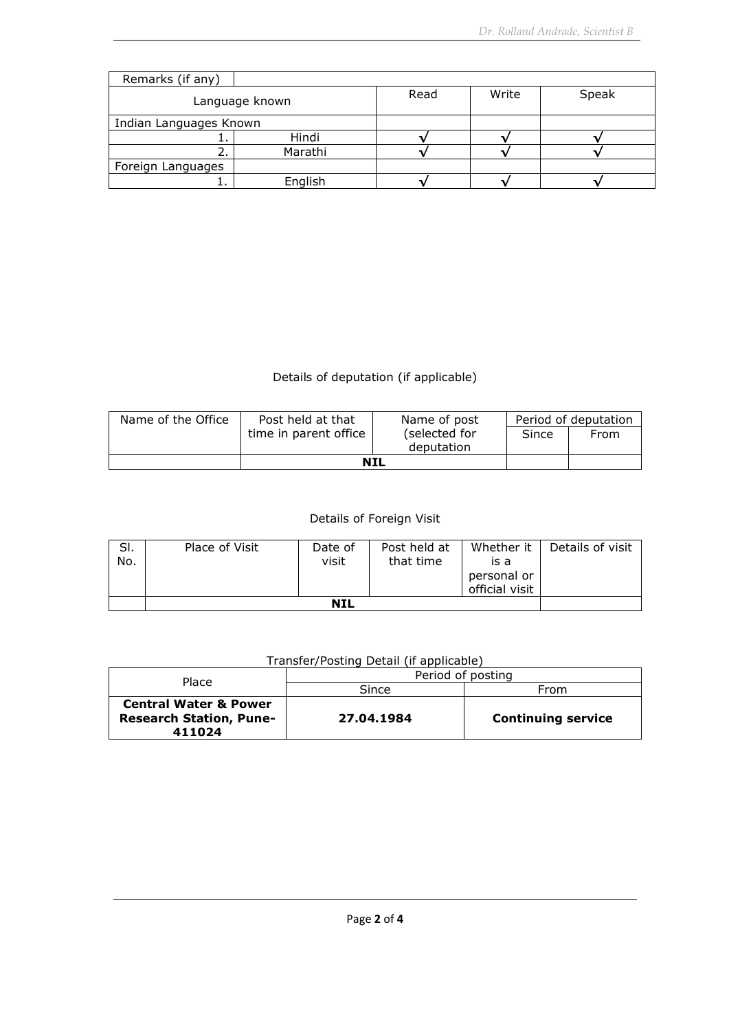| Remarks (if any) | | | | |
|---|---|---|---|---|
| Language known | | Read | Write | Speak |
| Indian Languages Known | | | | |
| 1. | Hindi | √ | √ | √ |
| 2. | Marathi | √ | √ | √ |
| Foreign Languages | | | | |
| 1. | English | √ | √ | √ |

Details of deputation (if applicable)

| Name of the Office | Post held at that time in parent office | Name of post (selected for deputation | Period of deputation | |
|---|---|---|---|---|
| | | | Since | From |
| | NIL | | | |

Details of Foreign Visit

| Sl. No. | Place of Visit | Date of visit | Post held at that time | Whether it is a personal or official visit | Details of visit |
|---|---|---|---|---|---|
| | NIL | | | | |

Transfer/Posting Detail (if applicable)

| Place | Period of posting | |
|---|---|---|
| | Since | From |
| **Central Water & Power Research Station, Pune-411024** | **27.04.1984** | **Continuing service** |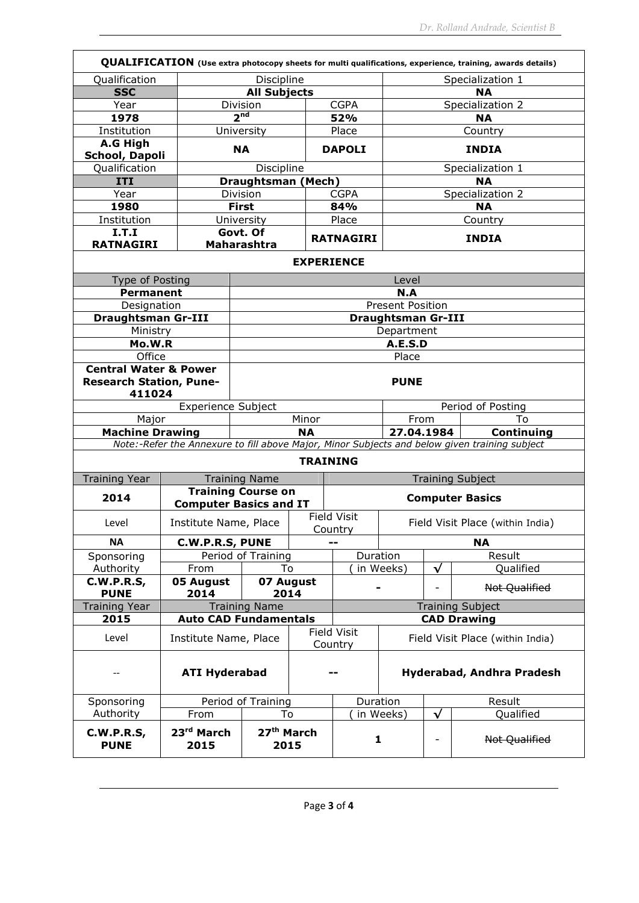**QUALIFICATION** (Use extra photocopy sheets for multi qualifications, experience, training, awards details)

| Qualification | Discipline | | Specialization 1 |
|---|---|---|---|
| **SSC** | **All Subjects** | | **NA** |
| Year | Division | CGPA | Specialization 2 |
| **1978** | **2nd** | **52%** | **NA** |
| Institution | University | Place | Country |
| **A.G High School, Dapoli** | **NA** | **DAPOLI** | **INDIA** |
| Qualification | Discipline | | Specialization 1 |
| **ITI** | **Draughtsman (Mech)** | | **NA** |
| Year | Division | CGPA | Specialization 2 |
| **1980** | **First** | **84%** | **NA** |
| Institution | University | Place | Country |
| **I.T.I RATNAGIRI** | **Govt. Of Maharashtra** | **RATNAGIRI** | **INDIA** |

**EXPERIENCE**

| Type of Posting | Level | | |
|---|---|---|---|
| **Permanent** | **N.A** | | |
| Designation | Present Position | | |
| **Draughtsman Gr-III** | **Draughtsman Gr-III** | | |
| Ministry | Department | | |
| **Mo.W.R** | **A.E.S.D** | | |
| Office | Place | | |
| **Central Water & Power Research Station, Pune-411024** | **PUNE** | | |
| Experience Subject | | Period of Posting | |
| Major | Minor | From | To |
| **Machine Drawing** | **NA** | **27.04.1984** | **Continuing** |

*Note:-Refer the Annexure to fill above Major, Minor Subjects and below given training subject*

**TRAINING**

| Training Year | Training Name | | Training Subject | | |
|---|---|---|---|---|---|
| **2014** | **Training Course on Computer Basics and IT** | | **Computer Basics** | | |
| Level | Institute Name, Place | | Field Visit Country | Field Visit Place (within India) | |
| **NA** | **C.W.P.R.S, PUNE** | | **--** | **NA** | |
| Sponsoring Authority | Period of Training | | Duration | Result | |
| | From | To | ( in Weeks) | √ | Qualified |
| **C.W.P.R.S, PUNE** | **05 August 2014** | **07 August 2014** | **-** | - | ~~Not Qualified~~ |
| Training Year | Training Name | | Training Subject | | |
| **2015** | **Auto CAD Fundamentals** | | **CAD Drawing** | | |
| Level | Institute Name, Place | | Field Visit Country | Field Visit Place (within India) | |
| -- | **ATI Hyderabad** | | **--** | **Hyderabad, Andhra Pradesh** | |
| Sponsoring Authority | Period of Training | | Duration | Result | |
| | From | To | ( in Weeks) | √ | Qualified |
| **C.W.P.R.S, PUNE** | **23rd March 2015** | **27th March 2015** | **1** | - | ~~Not Qualified~~ |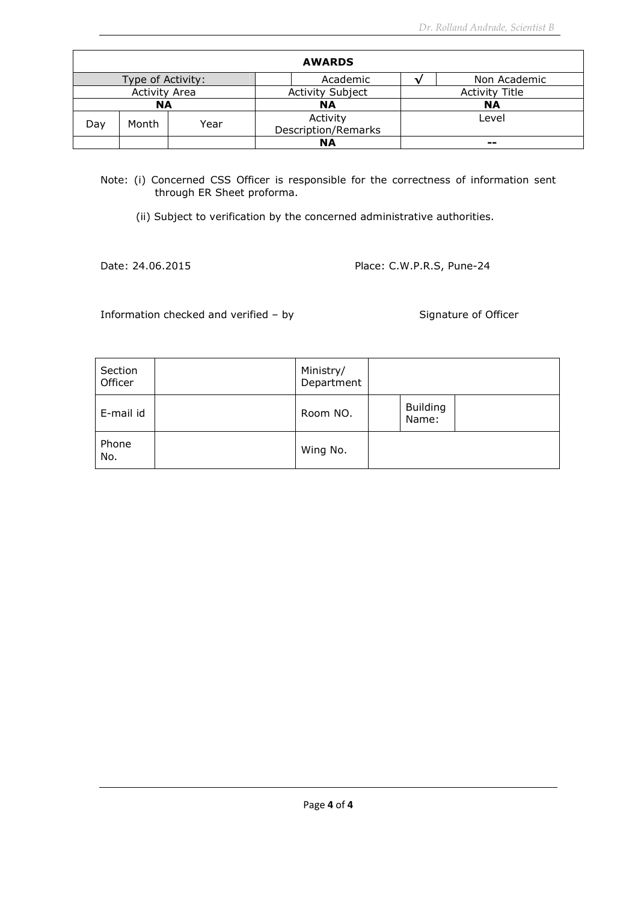| AWARDS | | | | | | |
|---|---|---|---|---|---|---|
| Type of Activity: | | | | Academic | √ | Non Academic |
| Activity Area | | | Activity Subject | | Activity Title | |
| **NA** | | | **NA** | | **NA** | |
| Day | Month | Year | Activity Description/Remarks | | Level | |
| | | | **NA** | | -- | |

Note: (i) Concerned CSS Officer is responsible for the correctness of information sent through ER Sheet proforma.

(ii) Subject to verification by the concerned administrative authorities.

Date: 24.06.2015 Place: C.W.P.R.S, Pune-24

Information checked and verified – by Signature of Officer

| | | | | | |
|---|---|---|---|---|---|
| Section Officer | | Ministry/ Department | | | |
| E-mail id | | Room NO. | | Building Name: | |
| Phone No. | | Wing No. | | | |